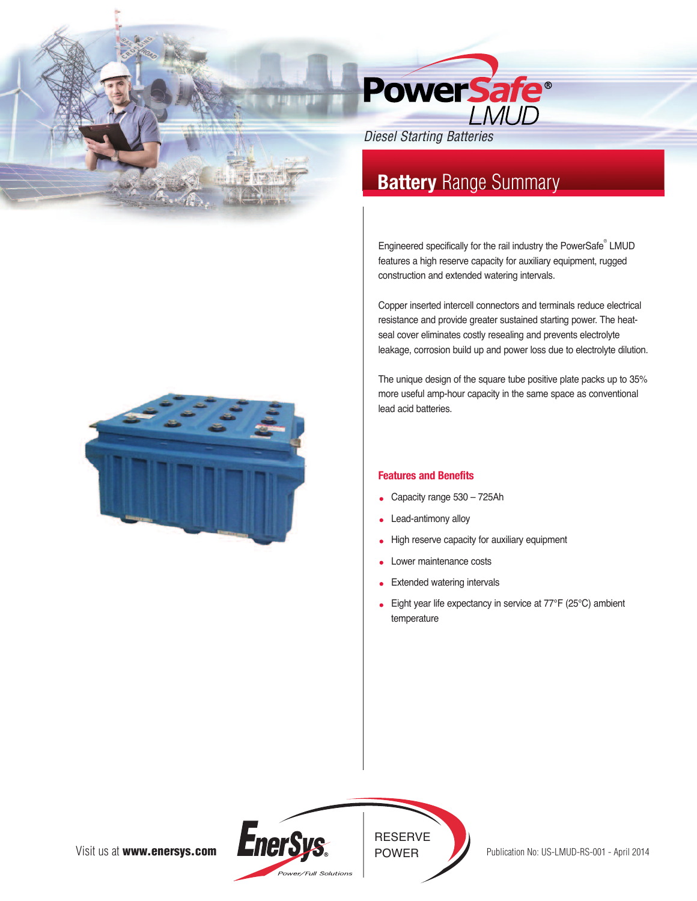# PowerSafe® LMUD

*Diesel Starting Batteries*

## Battery Range Summary

Engineered specifically for the rail industry the PowerSafe® LMUD features a high reserve capacity for auxiliary equipment, rugged construction and extended watering intervals.

Copper inserted intercell connectors and terminals reduce electrical resistance and provide greater sustained starting power. The heat-seal cover eliminates costly resealing and prevents electrolyte leakage, corrosion build up and power loss due to electrolyte dilution.

The unique design of the square tube positive plate packs up to 35% more useful amp-hour capacity in the same space as conventional lead acid batteries.

### Features and Benefits

- Capacity range 530 – 725Ah
- Lead-antimony alloy
- High reserve capacity for auxiliary equipment
- Lower maintenance costs
- Extended watering intervals
- Eight year life expectancy in service at 77°F (25°C) ambient temperature

Visit us at **www.enersys.com**

EnerSys® Power/Full Solutions

RESERVE POWER

Publication No: US-LMUD-RS-001 - April 2014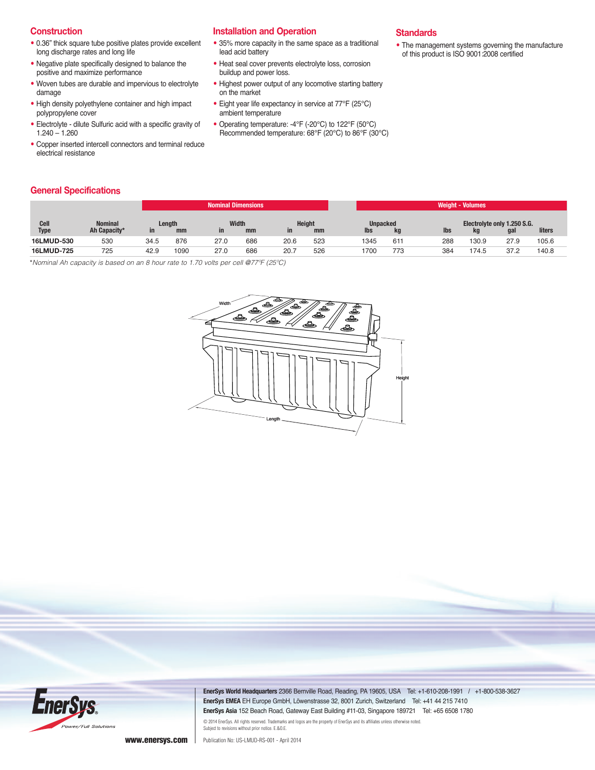## Construction

- 0.36" thick square tube positive plates provide excellent long discharge rates and long life
- Negative plate specifically designed to balance the positive and maximize performance
- Woven tubes are durable and impervious to electrolyte damage
- High density polyethylene container and high impact polypropylene cover
- Electrolyte - dilute Sulfuric acid with a specific gravity of 1.240 – 1.260
- Copper inserted intercell connectors and terminal reduce electrical resistance

## Installation and Operation

- 35% more capacity in the same space as a traditional lead acid battery
- Heat seal cover prevents electrolyte loss, corrosion buildup and power loss.
- Highest power output of any locomotive starting battery on the market
- Eight year life expectancy in service at 77°F (25°C) ambient temperature
- Operating temperature: -4°F (-20°C) to 122°F (50°C) Recommended temperature: 68°F (20°C) to 86°F (30°C)

## Standards

- The management systems governing the manufacture of this product is ISO 9001:2008 certified

## General Specifications

| | | Nominal Dimensions | | | | | | Weight - Volumes | | | | | |
|---|---|---|---|---|---|---|---|---|---|---|---|---|---|
| Cell Type | Nominal Ah Capacity* | Length | | Width | | Height | | Unpacked | | Electrolyte only 1.250 S.G. | | | |
| | | in | mm | in | mm | in | mm | lbs | kg | lbs | kg | gal | liters |
| 16LMUD-530 | 530 | 34.5 | 876 | 27.0 | 686 | 20.6 | 523 | 1345 | 611 | 288 | 130.9 | 27.9 | 105.6 |
| 16LMUD-725 | 725 | 42.9 | 1090 | 27.0 | 686 | 20.7 | 526 | 1700 | 773 | 384 | 174.5 | 37.2 | 140.8 |

*Nominal Ah capacity is based on an 8 hour rate to 1.70 volts per cell @77°F (25°C)*

Width

Height

Length

**EnerSys World Headquarters** 2366 Bernville Road, Reading, PA 19605, USA Tel: +1-610-208-1991 / +1-800-538-3627
**EnerSys EMEA** EH Europe GmbH, Löwenstrasse 32, 8001 Zurich, Switzerland Tel: +41 44 215 7410
**EnerSys Asia** 152 Beach Road, Gateway East Building #11-03, Singapore 189721 Tel: +65 6508 1780

© 2014 EnerSys. All rights reserved. Trademarks and logos are the property of EnerSys and its affiliates unless otherwise noted.
Subject to revisions without prior notice. E.&O.E.

**www.enersys.com**

Publication No: US-LMUD-RS-001 - April 2014